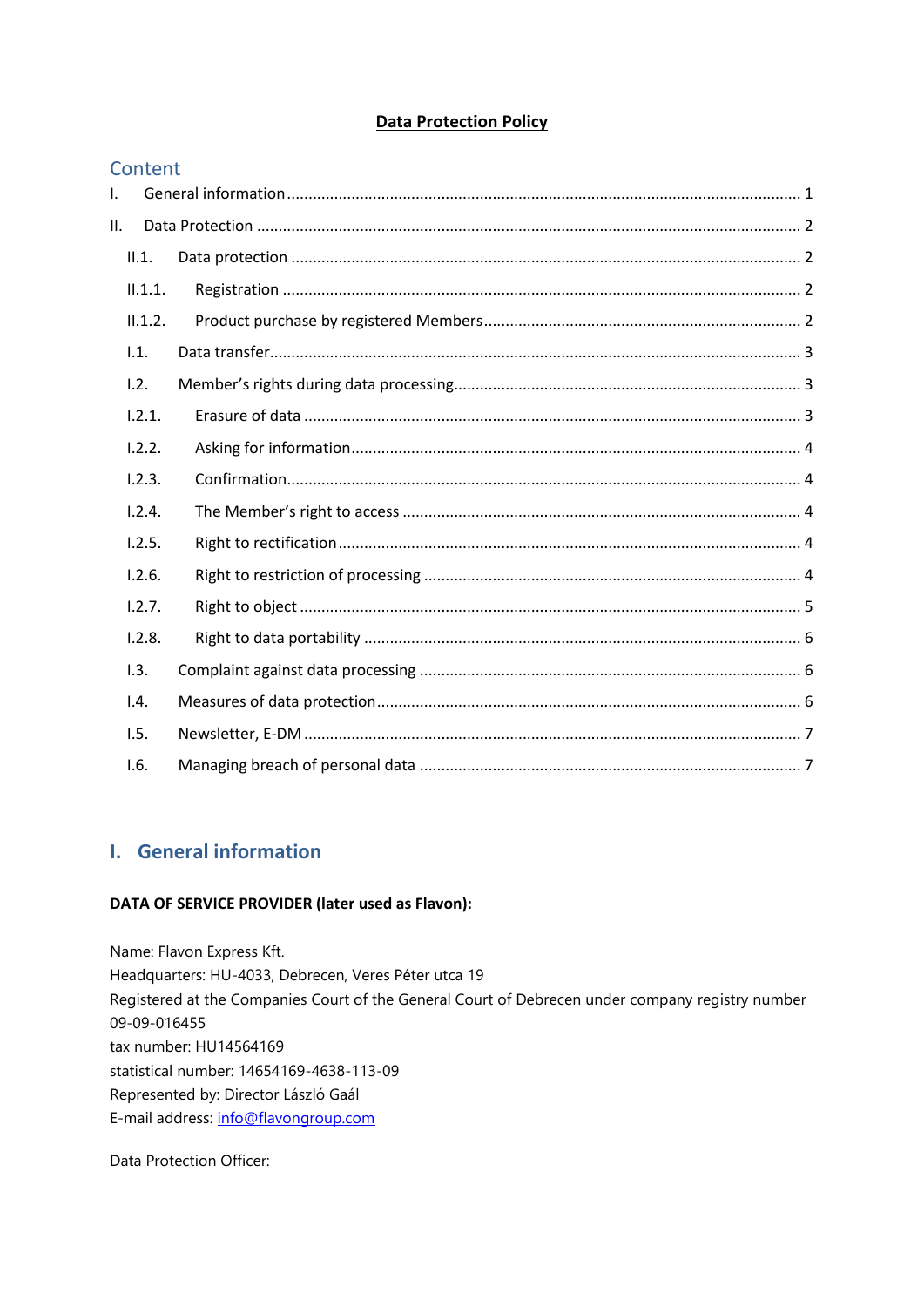**Data Protection Policy**

## Content

I. General information ........ 1

II. Data Protection ........ 2

- II.1. Data protection ........ 2
  - II.1.1. Registration ........ 2
  - II.1.2. Product purchase by registered Members ........ 2
- I.1. Data transfer ........ 3
- I.2. Member's rights during data processing ........ 3
  - I.2.1. Erasure of data ........ 3
  - I.2.2. Asking for information ........ 4
  - I.2.3. Confirmation ........ 4
  - I.2.4. The Member's right to access ........ 4
  - I.2.5. Right to rectification ........ 4
  - I.2.6. Right to restriction of processing ........ 4
  - I.2.7. Right to object ........ 5
  - I.2.8. Right to data portability ........ 6
- I.3. Complaint against data processing ........ 6
- I.4. Measures of data protection ........ 6
- I.5. Newsletter, E-DM ........ 7
- I.6. Managing breach of personal data ........ 7

## I. General information

**DATA OF SERVICE PROVIDER (later used as Flavon):**

Name: Flavon Express Kft.
Headquarters: HU-4033, Debrecen, Veres Péter utca 19
Registered at the Companies Court of the General Court of Debrecen under company registry number 09-09-016455
tax number: HU14564169
statistical number: 14654169-4638-113-09
Represented by: Director László Gaál
E-mail address: info@flavongroup.com

Data Protection Officer: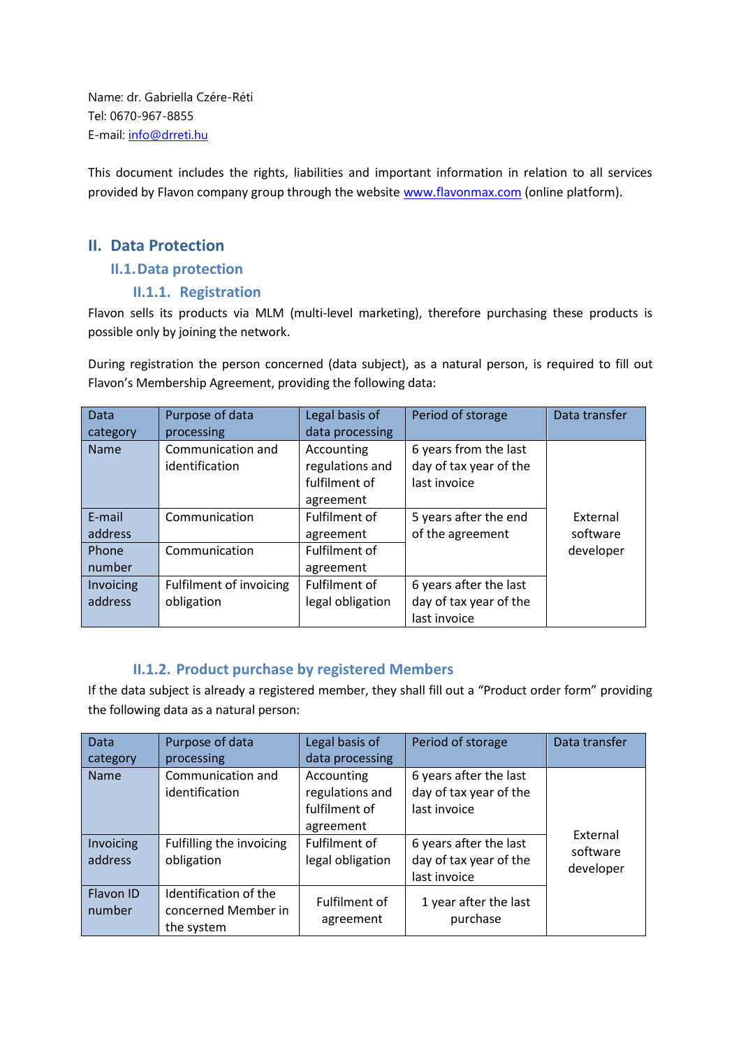Name: dr. Gabriella Czére-Réti
Tel: 0670-967-8855
E-mail: info@drreti.hu

This document includes the rights, liabilities and important information in relation to all services provided by Flavon company group through the website www.flavonmax.com (online platform).

# II. Data Protection

## II.1. Data protection

### II.1.1. Registration

Flavon sells its products via MLM (multi-level marketing), therefore purchasing these products is possible only by joining the network.

During registration the person concerned (data subject), as a natural person, is required to fill out Flavon's Membership Agreement, providing the following data:

| Data category | Purpose of data processing | Legal basis of data processing | Period of storage | Data transfer |
|---|---|---|---|---|
| Name | Communication and identification | Accounting regulations and fulfilment of agreement | 6 years from the last day of tax year of the last invoice | External software developer |
| E-mail address | Communication | Fulfilment of agreement | 5 years after the end of the agreement | |
| Phone number | Communication | Fulfilment of agreement | | |
| Invoicing address | Fulfilment of invoicing obligation | Fulfilment of legal obligation | 6 years after the last day of tax year of the last invoice | |

### II.1.2. Product purchase by registered Members

If the data subject is already a registered member, they shall fill out a "Product order form" providing the following data as a natural person:

| Data category | Purpose of data processing | Legal basis of data processing | Period of storage | Data transfer |
|---|---|---|---|---|
| Name | Communication and identification | Accounting regulations and fulfilment of agreement | 6 years after the last day of tax year of the last invoice | External software developer |
| Invoicing address | Fulfilling the invoicing obligation | Fulfilment of legal obligation | 6 years after the last day of tax year of the last invoice | |
| Flavon ID number | Identification of the concerned Member in the system | Fulfilment of agreement | 1 year after the last purchase | |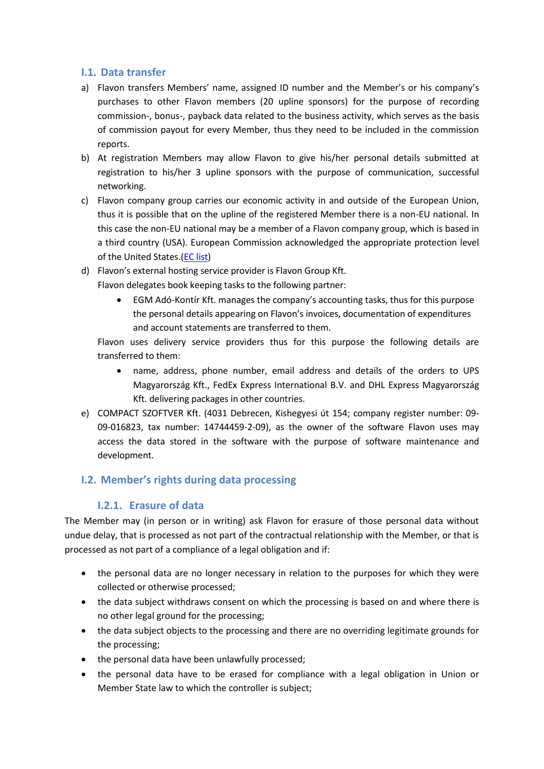## I.1. Data transfer

a) Flavon transfers Members' name, assigned ID number and the Member's or his company's purchases to other Flavon members (20 upline sponsors) for the purpose of recording commission-, bonus-, payback data related to the business activity, which serves as the basis of commission payout for every Member, thus they need to be included in the commission reports.

b) At registration Members may allow Flavon to give his/her personal details submitted at registration to his/her 3 upline sponsors with the purpose of communication, successful networking.

c) Flavon company group carries our economic activity in and outside of the European Union, thus it is possible that on the upline of the registered Member there is a non-EU national. In this case the non-EU national may be a member of a Flavon company group, which is based in a third country (USA). European Commission acknowledged the appropriate protection level of the United States.(EC list)

d) Flavon's external hosting service provider is Flavon Group Kft.
Flavon delegates book keeping tasks to the following partner:
   - EGM Adó-Kontír Kft. manages the company's accounting tasks, thus for this purpose the personal details appearing on Flavon's invoices, documentation of expenditures and account statements are transferred to them.

   Flavon uses delivery service providers thus for this purpose the following details are transferred to them:
   - name, address, phone number, email address and details of the orders to UPS Magyarország Kft., FedEx Express International B.V. and DHL Express Magyarország Kft. delivering packages in other countries.

e) COMPACT SZOFTVER Kft. (4031 Debrecen, Kishegyesi út 154; company register number: 09-09-016823, tax number: 14744459-2-09), as the owner of the software Flavon uses may access the data stored in the software with the purpose of software maintenance and development.

## I.2. Member's rights during data processing

### I.2.1. Erasure of data

The Member may (in person or in writing) ask Flavon for erasure of those personal data without undue delay, that is processed as not part of the contractual relationship with the Member, or that is processed as not part of a compliance of a legal obligation and if:

- the personal data are no longer necessary in relation to the purposes for which they were collected or otherwise processed;
- the data subject withdraws consent on which the processing is based on and where there is no other legal ground for the processing;
- the data subject objects to the processing and there are no overriding legitimate grounds for the processing;
- the personal data have been unlawfully processed;
- the personal data have to be erased for compliance with a legal obligation in Union or Member State law to which the controller is subject;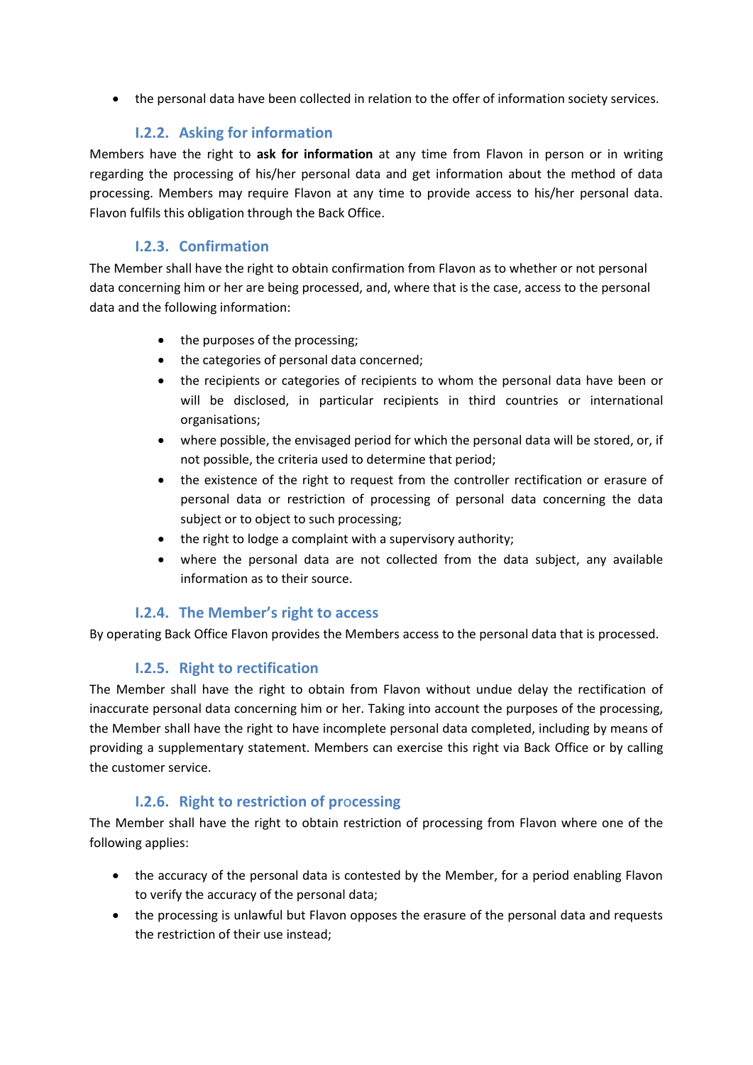- the personal data have been collected in relation to the offer of information society services.

### I.2.2. Asking for information

Members have the right to **ask for information** at any time from Flavon in person or in writing regarding the processing of his/her personal data and get information about the method of data processing. Members may require Flavon at any time to provide access to his/her personal data. Flavon fulfils this obligation through the Back Office.

### I.2.3. Confirmation

The Member shall have the right to obtain confirmation from Flavon as to whether or not personal data concerning him or her are being processed, and, where that is the case, access to the personal data and the following information:

- the purposes of the processing;
- the categories of personal data concerned;
- the recipients or categories of recipients to whom the personal data have been or will be disclosed, in particular recipients in third countries or international organisations;
- where possible, the envisaged period for which the personal data will be stored, or, if not possible, the criteria used to determine that period;
- the existence of the right to request from the controller rectification or erasure of personal data or restriction of processing of personal data concerning the data subject or to object to such processing;
- the right to lodge a complaint with a supervisory authority;
- where the personal data are not collected from the data subject, any available information as to their source.

### I.2.4. The Member's right to access

By operating Back Office Flavon provides the Members access to the personal data that is processed.

### I.2.5. Right to rectification

The Member shall have the right to obtain from Flavon without undue delay the rectification of inaccurate personal data concerning him or her. Taking into account the purposes of the processing, the Member shall have the right to have incomplete personal data completed, including by means of providing a supplementary statement. Members can exercise this right via Back Office or by calling the customer service.

### I.2.6. Right to restriction of processing

The Member shall have the right to obtain restriction of processing from Flavon where one of the following applies:

- the accuracy of the personal data is contested by the Member, for a period enabling Flavon to verify the accuracy of the personal data;
- the processing is unlawful but Flavon opposes the erasure of the personal data and requests the restriction of their use instead;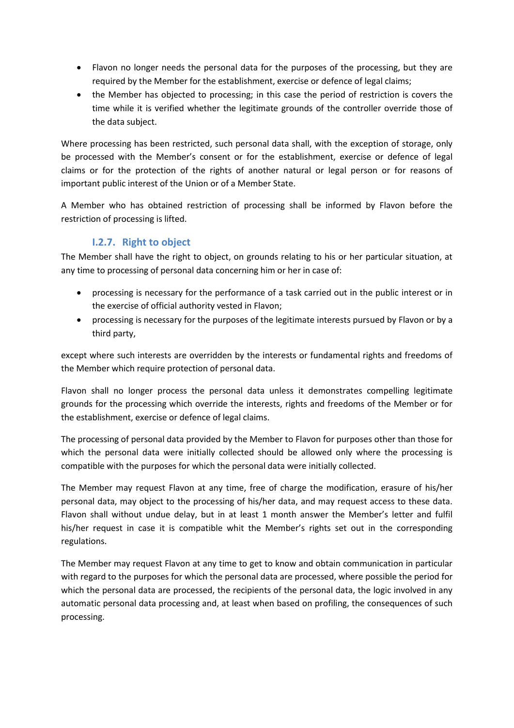- Flavon no longer needs the personal data for the purposes of the processing, but they are required by the Member for the establishment, exercise or defence of legal claims;
- the Member has objected to processing; in this case the period of restriction is covers the time while it is verified whether the legitimate grounds of the controller override those of the data subject.

Where processing has been restricted, such personal data shall, with the exception of storage, only be processed with the Member's consent or for the establishment, exercise or defence of legal claims or for the protection of the rights of another natural or legal person or for reasons of important public interest of the Union or of a Member State.

A Member who has obtained restriction of processing shall be informed by Flavon before the restriction of processing is lifted.

### I.2.7. Right to object

The Member shall have the right to object, on grounds relating to his or her particular situation, at any time to processing of personal data concerning him or her in case of:

- processing is necessary for the performance of a task carried out in the public interest or in the exercise of official authority vested in Flavon;
- processing is necessary for the purposes of the legitimate interests pursued by Flavon or by a third party,

except where such interests are overridden by the interests or fundamental rights and freedoms of the Member which require protection of personal data.

Flavon shall no longer process the personal data unless it demonstrates compelling legitimate grounds for the processing which override the interests, rights and freedoms of the Member or for the establishment, exercise or defence of legal claims.

The processing of personal data provided by the Member to Flavon for purposes other than those for which the personal data were initially collected should be allowed only where the processing is compatible with the purposes for which the personal data were initially collected.

The Member may request Flavon at any time, free of charge the modification, erasure of his/her personal data, may object to the processing of his/her data, and may request access to these data. Flavon shall without undue delay, but in at least 1 month answer the Member's letter and fulfil his/her request in case it is compatible whit the Member's rights set out in the corresponding regulations.

The Member may request Flavon at any time to get to know and obtain communication in particular with regard to the purposes for which the personal data are processed, where possible the period for which the personal data are processed, the recipients of the personal data, the logic involved in any automatic personal data processing and, at least when based on profiling, the consequences of such processing.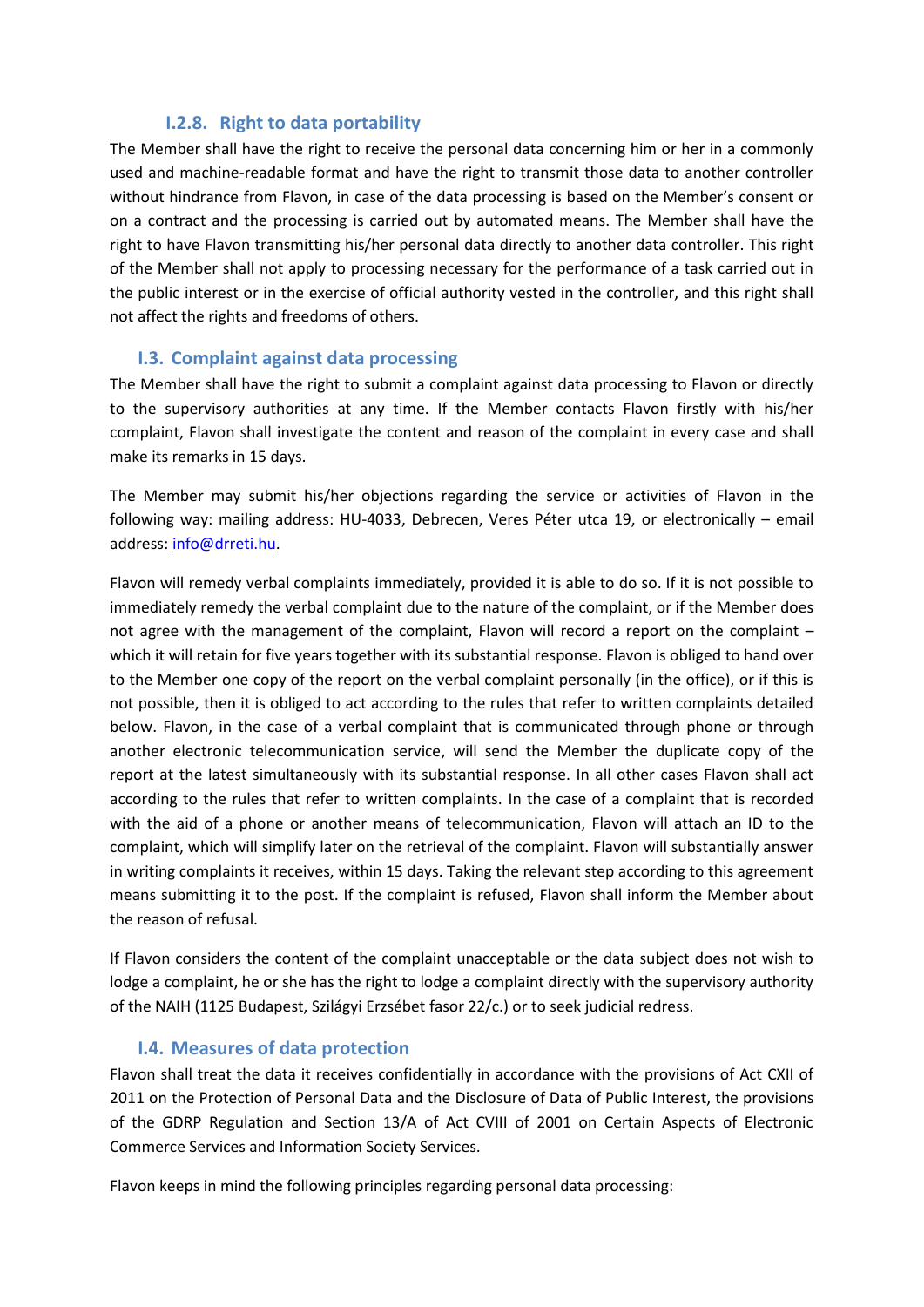#### I.2.8. Right to data portability

The Member shall have the right to receive the personal data concerning him or her in a commonly used and machine-readable format and have the right to transmit those data to another controller without hindrance from Flavon, in case of the data processing is based on the Member's consent or on a contract and the processing is carried out by automated means. The Member shall have the right to have Flavon transmitting his/her personal data directly to another data controller. This right of the Member shall not apply to processing necessary for the performance of a task carried out in the public interest or in the exercise of official authority vested in the controller, and this right shall not affect the rights and freedoms of others.

### I.3. Complaint against data processing

The Member shall have the right to submit a complaint against data processing to Flavon or directly to the supervisory authorities at any time. If the Member contacts Flavon firstly with his/her complaint, Flavon shall investigate the content and reason of the complaint in every case and shall make its remarks in 15 days.

The Member may submit his/her objections regarding the service or activities of Flavon in the following way: mailing address: HU-4033, Debrecen, Veres Péter utca 19, or electronically – email address: [info@drreti.hu](mailto:info@drreti.hu).

Flavon will remedy verbal complaints immediately, provided it is able to do so. If it is not possible to immediately remedy the verbal complaint due to the nature of the complaint, or if the Member does not agree with the management of the complaint, Flavon will record a report on the complaint – which it will retain for five years together with its substantial response. Flavon is obliged to hand over to the Member one copy of the report on the verbal complaint personally (in the office), or if this is not possible, then it is obliged to act according to the rules that refer to written complaints detailed below. Flavon, in the case of a verbal complaint that is communicated through phone or through another electronic telecommunication service, will send the Member the duplicate copy of the report at the latest simultaneously with its substantial response. In all other cases Flavon shall act according to the rules that refer to written complaints. In the case of a complaint that is recorded with the aid of a phone or another means of telecommunication, Flavon will attach an ID to the complaint, which will simplify later on the retrieval of the complaint. Flavon will substantially answer in writing complaints it receives, within 15 days. Taking the relevant step according to this agreement means submitting it to the post. If the complaint is refused, Flavon shall inform the Member about the reason of refusal.

If Flavon considers the content of the complaint unacceptable or the data subject does not wish to lodge a complaint, he or she has the right to lodge a complaint directly with the supervisory authority of the NAIH (1125 Budapest, Szilágyi Erzsébet fasor 22/c.) or to seek judicial redress.

### I.4. Measures of data protection

Flavon shall treat the data it receives confidentially in accordance with the provisions of Act CXII of 2011 on the Protection of Personal Data and the Disclosure of Data of Public Interest, the provisions of the GDRP Regulation and Section 13/A of Act CVIII of 2001 on Certain Aspects of Electronic Commerce Services and Information Society Services.

Flavon keeps in mind the following principles regarding personal data processing: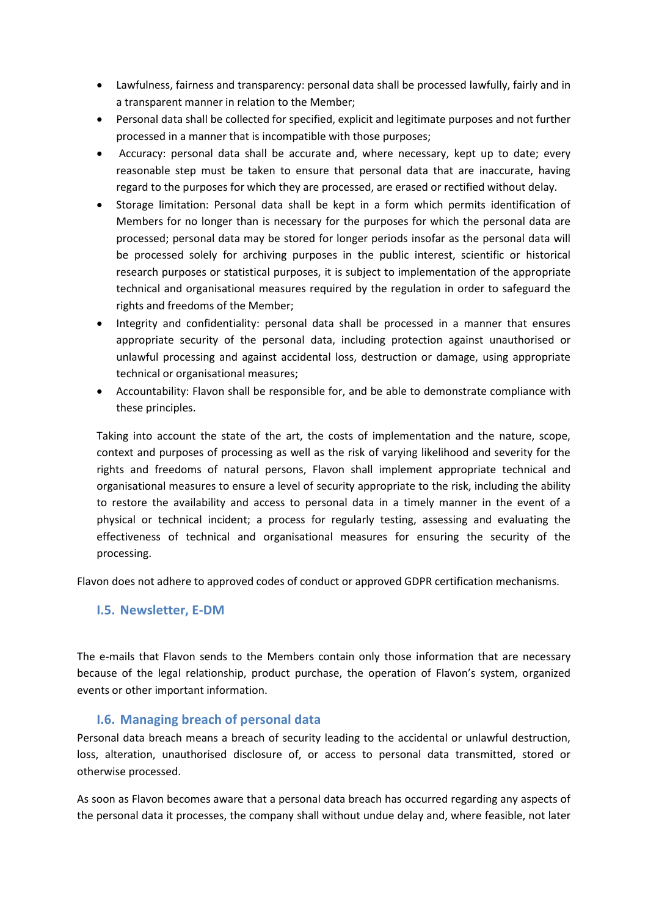- Lawfulness, fairness and transparency: personal data shall be processed lawfully, fairly and in a transparent manner in relation to the Member;
- Personal data shall be collected for specified, explicit and legitimate purposes and not further processed in a manner that is incompatible with those purposes;
- Accuracy: personal data shall be accurate and, where necessary, kept up to date; every reasonable step must be taken to ensure that personal data that are inaccurate, having regard to the purposes for which they are processed, are erased or rectified without delay.
- Storage limitation: Personal data shall be kept in a form which permits identification of Members for no longer than is necessary for the purposes for which the personal data are processed; personal data may be stored for longer periods insofar as the personal data will be processed solely for archiving purposes in the public interest, scientific or historical research purposes or statistical purposes, it is subject to implementation of the appropriate technical and organisational measures required by the regulation in order to safeguard the rights and freedoms of the Member;
- Integrity and confidentiality: personal data shall be processed in a manner that ensures appropriate security of the personal data, including protection against unauthorised or unlawful processing and against accidental loss, destruction or damage, using appropriate technical or organisational measures;
- Accountability: Flavon shall be responsible for, and be able to demonstrate compliance with these principles.

Taking into account the state of the art, the costs of implementation and the nature, scope, context and purposes of processing as well as the risk of varying likelihood and severity for the rights and freedoms of natural persons, Flavon shall implement appropriate technical and organisational measures to ensure a level of security appropriate to the risk, including the ability to restore the availability and access to personal data in a timely manner in the event of a physical or technical incident; a process for regularly testing, assessing and evaluating the effectiveness of technical and organisational measures for ensuring the security of the processing.

Flavon does not adhere to approved codes of conduct or approved GDPR certification mechanisms.

## I.5. Newsletter, E-DM

The e-mails that Flavon sends to the Members contain only those information that are necessary because of the legal relationship, product purchase, the operation of Flavon's system, organized events or other important information.

## I.6. Managing breach of personal data

Personal data breach means a breach of security leading to the accidental or unlawful destruction, loss, alteration, unauthorised disclosure of, or access to personal data transmitted, stored or otherwise processed.

As soon as Flavon becomes aware that a personal data breach has occurred regarding any aspects of the personal data it processes, the company shall without undue delay and, where feasible, not later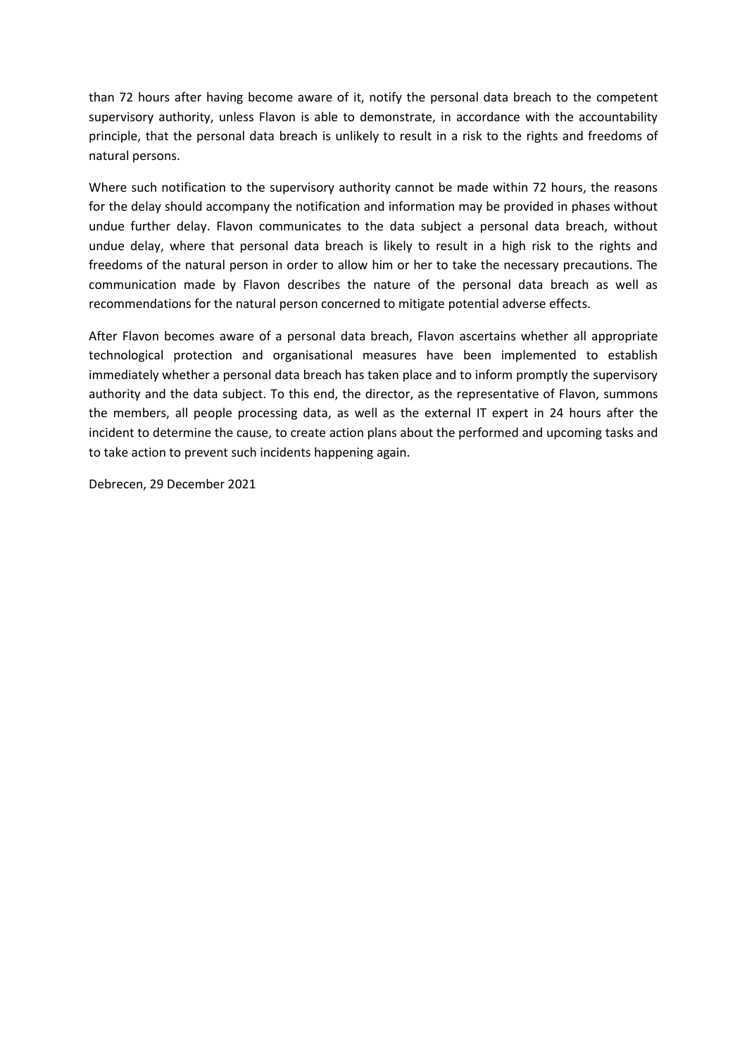than 72 hours after having become aware of it, notify the personal data breach to the competent supervisory authority, unless Flavon is able to demonstrate, in accordance with the accountability principle, that the personal data breach is unlikely to result in a risk to the rights and freedoms of natural persons.

Where such notification to the supervisory authority cannot be made within 72 hours, the reasons for the delay should accompany the notification and information may be provided in phases without undue further delay. Flavon communicates to the data subject a personal data breach, without undue delay, where that personal data breach is likely to result in a high risk to the rights and freedoms of the natural person in order to allow him or her to take the necessary precautions. The communication made by Flavon describes the nature of the personal data breach as well as recommendations for the natural person concerned to mitigate potential adverse effects.

After Flavon becomes aware of a personal data breach, Flavon ascertains whether all appropriate technological protection and organisational measures have been implemented to establish immediately whether a personal data breach has taken place and to inform promptly the supervisory authority and the data subject. To this end, the director, as the representative of Flavon, summons the members, all people processing data, as well as the external IT expert in 24 hours after the incident to determine the cause, to create action plans about the performed and upcoming tasks and to take action to prevent such incidents happening again.

Debrecen, 29 December 2021